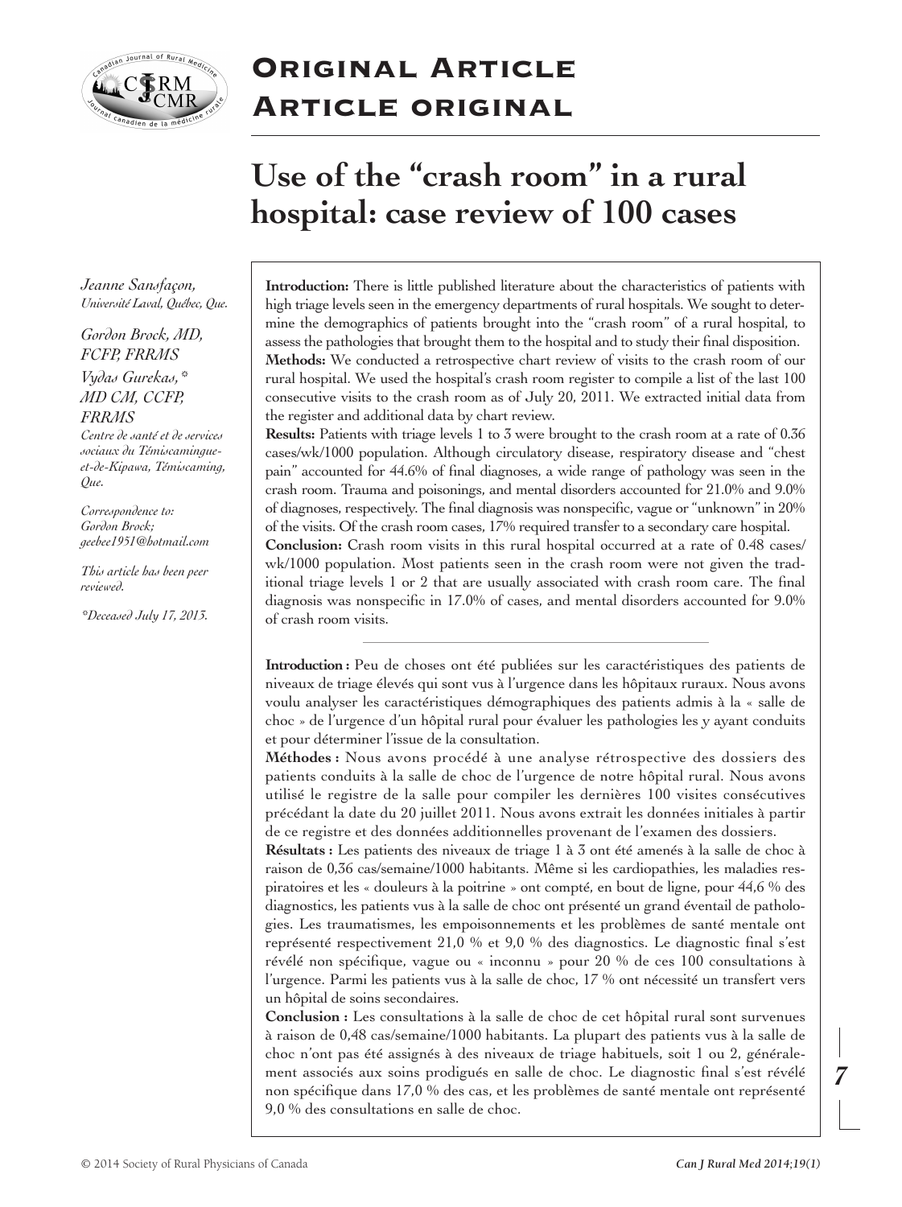# Original Article
# Article original

# Use of the "crash room" in a rural hospital: case review of 100 cases

*Jeanne Sansfaçon, Université Laval, Québec, Que.*

*Gordon Brock, MD, FCFP, FRRMS*

*Vydas Gurekas,\* MD CM, CCFP, FRRMS*

*Centre de santé et de services sociaux du Témiscamingue-et-de-Kipawa, Témiscaming, Que.*

*Correspondence to: Gordon Brock; geebee1951@hotmail.com*

*This article has been peer reviewed.*

*\*Deceased July 17, 2013.*

**Introduction:** There is little published literature about the characteristics of patients with high triage levels seen in the emergency departments of rural hospitals. We sought to determine the demographics of patients brought into the "crash room" of a rural hospital, to assess the pathologies that brought them to the hospital and to study their final disposition.

**Methods:** We conducted a retrospective chart review of visits to the crash room of our rural hospital. We used the hospital's crash room register to compile a list of the last 100 consecutive visits to the crash room as of July 20, 2011. We extracted initial data from the register and additional data by chart review.

**Results:** Patients with triage levels 1 to 3 were brought to the crash room at a rate of 0.36 cases/wk/1000 population. Although circulatory disease, respiratory disease and "chest pain" accounted for 44.6% of final diagnoses, a wide range of pathology was seen in the crash room. Trauma and poisonings, and mental disorders accounted for 21.0% and 9.0% of diagnoses, respectively. The final diagnosis was nonspecific, vague or "unknown" in 20% of the visits. Of the crash room cases, 17% required transfer to a secondary care hospital.

**Conclusion:** Crash room visits in this rural hospital occurred at a rate of 0.48 cases/wk/1000 population. Most patients seen in the crash room were not given the traditional triage levels 1 or 2 that are usually associated with crash room care. The final diagnosis was nonspecific in 17.0% of cases, and mental disorders accounted for 9.0% of crash room visits.

---

**Introduction :** Peu de choses ont été publiées sur les caractéristiques des patients de niveaux de triage élevés qui sont vus à l'urgence dans les hôpitaux ruraux. Nous avons voulu analyser les caractéristiques démographiques des patients admis à la « salle de choc » de l'urgence d'un hôpital rural pour évaluer les pathologies les y ayant conduits et pour déterminer l'issue de la consultation.

**Méthodes :** Nous avons procédé à une analyse rétrospective des dossiers des patients conduits à la salle de choc de l'urgence de notre hôpital rural. Nous avons utilisé le registre de la salle pour compiler les dernières 100 visites consécutives précédant la date du 20 juillet 2011. Nous avons extrait les données initiales à partir de ce registre et des données additionnelles provenant de l'examen des dossiers.

**Résultats :** Les patients des niveaux de triage 1 à 3 ont été amenés à la salle de choc à raison de 0,36 cas/semaine/1000 habitants. Même si les cardiopathies, les maladies respiratoires et les « douleurs à la poitrine » ont compté, en bout de ligne, pour 44,6 % des diagnostics, les patients vus à la salle de choc ont présenté un grand éventail de pathologies. Les traumatismes, les empoisonnements et les problèmes de santé mentale ont représenté respectivement 21,0 % et 9,0 % des diagnostics. Le diagnostic final s'est révélé non spécifique, vague ou « inconnu » pour 20 % de ces 100 consultations à l'urgence. Parmi les patients vus à la salle de choc, 17 % ont nécessité un transfert vers un hôpital de soins secondaires.

**Conclusion :** Les consultations à la salle de choc de cet hôpital rural sont survenues à raison de 0,48 cas/semaine/1000 habitants. La plupart des patients vus à la salle de choc n'ont pas été assignés à des niveaux de triage habituels, soit 1 ou 2, généralement associés aux soins prodigués en salle de choc. Le diagnostic final s'est révélé non spécifique dans 17,0 % des cas, et les problèmes de santé mentale ont représenté 9,0 % des consultations en salle de choc.

© 2014 Society of Rural Physicians of Canada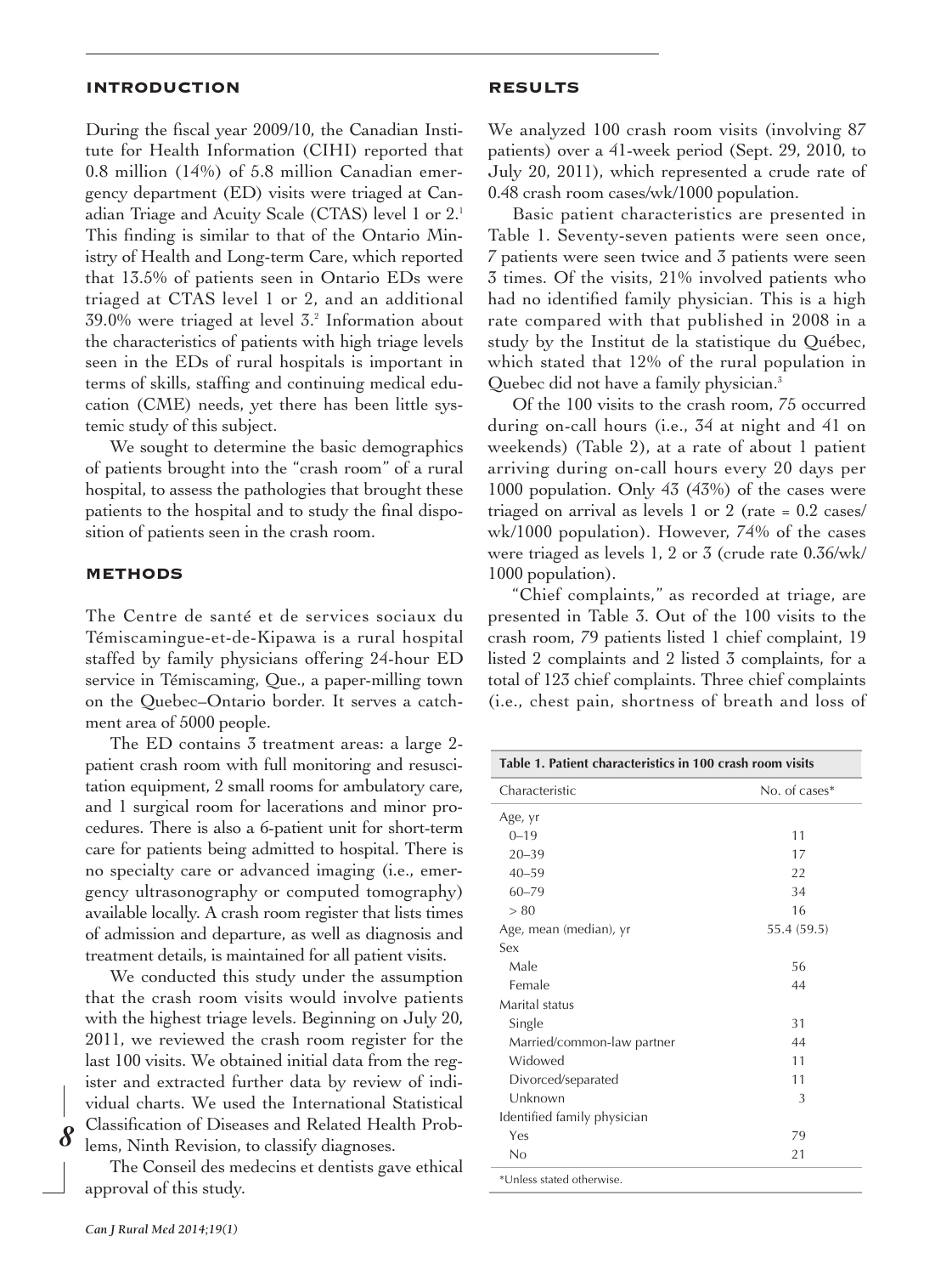## INTRODUCTION

During the fiscal year 2009/10, the Canadian Institute for Health Information (CIHI) reported that 0.8 million (14%) of 5.8 million Canadian emergency department (ED) visits were triaged at Canadian Triage and Acuity Scale (CTAS) level 1 or 2.[1] This finding is similar to that of the Ontario Ministry of Health and Long-term Care, which reported that 13.5% of patients seen in Ontario EDs were triaged at CTAS level 1 or 2, and an additional 39.0% were triaged at level 3.[2] Information about the characteristics of patients with high triage levels seen in the EDs of rural hospitals is important in terms of skills, staffing and continuing medical education (CME) needs, yet there has been little systemic study of this subject.

We sought to determine the basic demographics of patients brought into the "crash room" of a rural hospital, to assess the pathologies that brought these patients to the hospital and to study the final disposition of patients seen in the crash room.

## METHODS

The Centre de santé et de services sociaux du Témiscamingue-et-de-Kipawa is a rural hospital staffed by family physicians offering 24-hour ED service in Témiscaming, Que., a paper-milling town on the Quebec–Ontario border. It serves a catchment area of 5000 people.

The ED contains 3 treatment areas: a large 2-patient crash room with full monitoring and resuscitation equipment, 2 small rooms for ambulatory care, and 1 surgical room for lacerations and minor procedures. There is also a 6-patient unit for short-term care for patients being admitted to hospital. There is no specialty care or advanced imaging (i.e., emergency ultrasonography or computed tomography) available locally. A crash room register that lists times of admission and departure, as well as diagnosis and treatment details, is maintained for all patient visits.

We conducted this study under the assumption that the crash room visits would involve patients with the highest triage levels. Beginning on July 20, 2011, we reviewed the crash room register for the last 100 visits. We obtained initial data from the register and extracted further data by review of individual charts. We used the International Statistical Classification of Diseases and Related Health Problems, Ninth Revision, to classify diagnoses.

The Conseil des medecins et dentists gave ethical approval of this study.

## RESULTS

We analyzed 100 crash room visits (involving 87 patients) over a 41-week period (Sept. 29, 2010, to July 20, 2011), which represented a crude rate of 0.48 crash room cases/wk/1000 population.

Basic patient characteristics are presented in Table 1. Seventy-seven patients were seen once, 7 patients were seen twice and 3 patients were seen 3 times. Of the visits, 21% involved patients who had no identified family physician. This is a high rate compared with that published in 2008 in a study by the Institut de la statistique du Québec, which stated that 12% of the rural population in Quebec did not have a family physician.[3]

Of the 100 visits to the crash room, 75 occurred during on-call hours (i.e., 34 at night and 41 on weekends) (Table 2), at a rate of about 1 patient arriving during on-call hours every 20 days per 1000 population. Only 43 (43%) of the cases were triaged on arrival as levels 1 or 2 (rate = 0.2 cases/wk/1000 population). However, 74% of the cases were triaged as levels 1, 2 or 3 (crude rate 0.36/wk/1000 population).

"Chief complaints," as recorded at triage, are presented in Table 3. Out of the 100 visits to the crash room, 79 patients listed 1 chief complaint, 19 listed 2 complaints and 2 listed 3 complaints, for a total of 123 chief complaints. Three chief complaints (i.e., chest pain, shortness of breath and loss of

**Table 1. Patient characteristics in 100 crash room visits**

| Characteristic | No. of cases* |
|---|---|
| Age, yr | |
| 0–19 | 11 |
| 20–39 | 17 |
| 40–59 | 22 |
| 60–79 | 34 |
| > 80 | 16 |
| Age, mean (median), yr | 55.4 (59.5) |
| Sex | |
| Male | 56 |
| Female | 44 |
| Marital status | |
| Single | 31 |
| Married/common-law partner | 44 |
| Widowed | 11 |
| Divorced/separated | 11 |
| Unknown | 3 |
| Identified family physician | |
| Yes | 79 |
| No | 21 |

*Unless stated otherwise.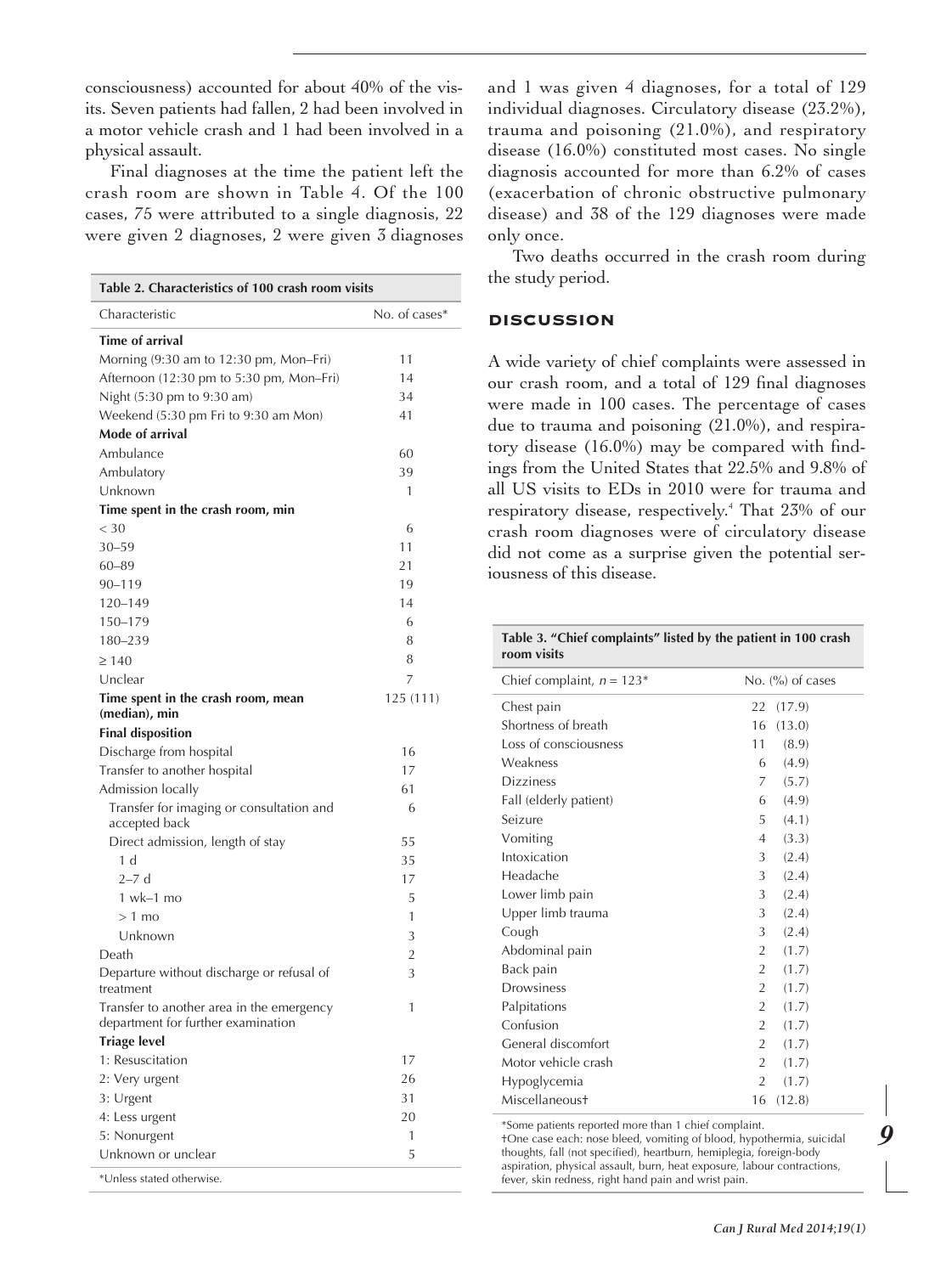consciousness) accounted for about 40% of the visits. Seven patients had fallen, 2 had been involved in a motor vehicle crash and 1 had been involved in a physical assault.

Final diagnoses at the time the patient left the crash room are shown in Table 4. Of the 100 cases, 75 were attributed to a single diagnosis, 22 were given 2 diagnoses, 2 were given 3 diagnoses and 1 was given 4 diagnoses, for a total of 129 individual diagnoses. Circulatory disease (23.2%), trauma and poisoning (21.0%), and respiratory disease (16.0%) constituted most cases. No single diagnosis accounted for more than 6.2% of cases (exacerbation of chronic obstructive pulmonary disease) and 38 of the 129 diagnoses were made only once.

Two deaths occurred in the crash room during the study period.

| **Table 2. Characteristics of 100 crash room visits** | |
|---|---|
| Characteristic | No. of cases* |
| **Time of arrival** | |
| Morning (9:30 am to 12:30 pm, Mon–Fri) | 11 |
| Afternoon (12:30 pm to 5:30 pm, Mon–Fri) | 14 |
| Night (5:30 pm to 9:30 am) | 34 |
| Weekend (5:30 pm Fri to 9:30 am Mon) | 41 |
| **Mode of arrival** | |
| Ambulance | 60 |
| Ambulatory | 39 |
| Unknown | 1 |
| **Time spent in the crash room, min** | |
| < 30 | 6 |
| 30–59 | 11 |
| 60–89 | 21 |
| 90–119 | 19 |
| 120–149 | 14 |
| 150–179 | 6 |
| 180–239 | 8 |
| ≥ 140 | 8 |
| Unclear | 7 |
| **Time spent in the crash room, mean (median), min** | 125 (111) |
| **Final disposition** | |
| Discharge from hospital | 16 |
| Transfer to another hospital | 17 |
| Admission locally | 61 |
| Transfer for imaging or consultation and accepted back | 6 |
| Direct admission, length of stay | 55 |
| 1 d | 35 |
| 2–7 d | 17 |
| 1 wk–1 mo | 5 |
| > 1 mo | 1 |
| Unknown | 3 |
| Death | 2 |
| Departure without discharge or refusal of treatment | 3 |
| Transfer to another area in the emergency department for further examination | 1 |
| **Triage level** | |
| 1: Resuscitation | 17 |
| 2: Very urgent | 26 |
| 3: Urgent | 31 |
| 4: Less urgent | 20 |
| 5: Nonurgent | 1 |
| Unknown or unclear | 5 |

*Unless stated otherwise.

## DISCUSSION

A wide variety of chief complaints were assessed in our crash room, and a total of 129 final diagnoses were made in 100 cases. The percentage of cases due to trauma and poisoning (21.0%), and respiratory disease (16.0%) may be compared with findings from the United States that 22.5% and 9.8% of all US visits to EDs in 2010 were for trauma and respiratory disease, respectively.[4] That 23% of our crash room diagnoses were of circulatory disease did not come as a surprise given the potential seriousness of this disease.

| **Table 3. "Chief complaints" listed by the patient in 100 crash room visits** | |
|---|---|
| Chief complaint, $n = 123$* | No. (%) of cases |
| Chest pain | 22 (17.9) |
| Shortness of breath | 16 (13.0) |
| Loss of consciousness | 11 (8.9) |
| Weakness | 6 (4.9) |
| Dizziness | 7 (5.7) |
| Fall (elderly patient) | 6 (4.9) |
| Seizure | 5 (4.1) |
| Vomiting | 4 (3.3) |
| Intoxication | 3 (2.4) |
| Headache | 3 (2.4) |
| Lower limb pain | 3 (2.4) |
| Upper limb trauma | 3 (2.4) |
| Cough | 3 (2.4) |
| Abdominal pain | 2 (1.7) |
| Back pain | 2 (1.7) |
| Drowsiness | 2 (1.7) |
| Palpitations | 2 (1.7) |
| Confusion | 2 (1.7) |
| General discomfort | 2 (1.7) |
| Motor vehicle crash | 2 (1.7) |
| Hypoglycemia | 2 (1.7) |
| Miscellaneous† | 16 (12.8) |

*Some patients reported more than 1 chief complaint.
†One case each: nose bleed, vomiting of blood, hypothermia, suicidal thoughts, fall (not specified), heartburn, hemiplegia, foreign-body aspiration, physical assault, burn, heat exposure, labour contractions, fever, skin redness, right hand pain and wrist pain.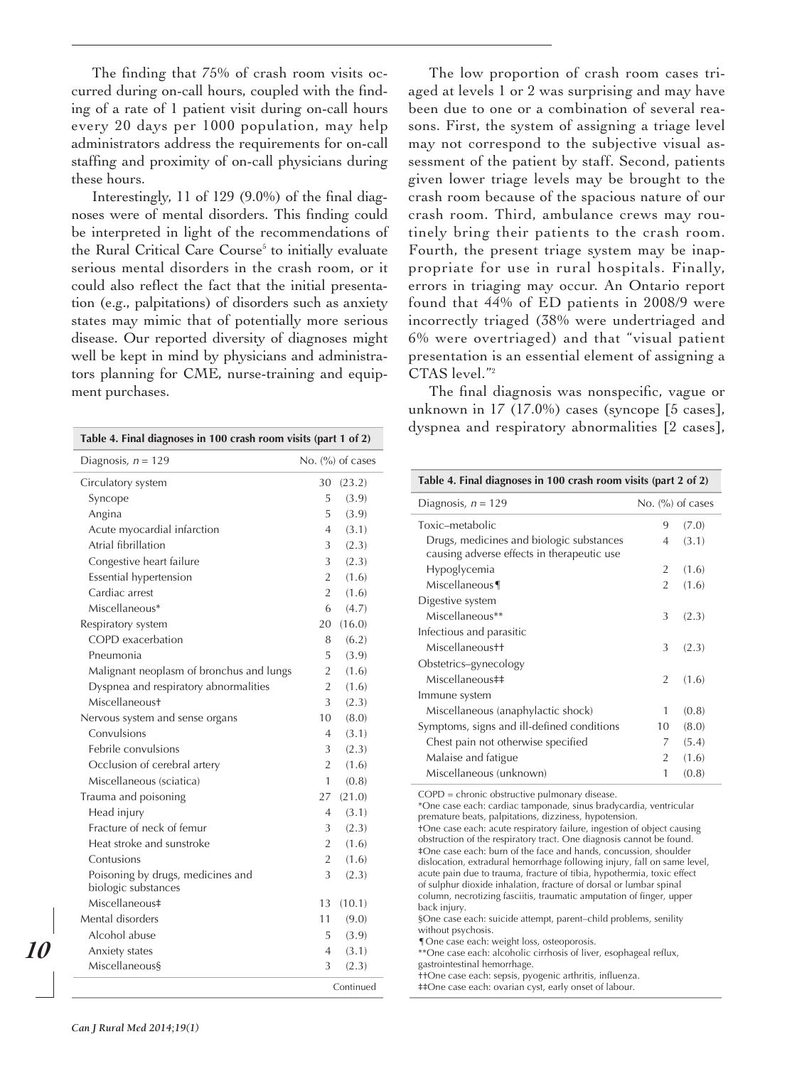The finding that 75% of crash room visits occurred during on-call hours, coupled with the finding of a rate of 1 patient visit during on-call hours every 20 days per 1000 population, may help administrators address the requirements for on-call staffing and proximity of on-call physicians during these hours.

Interestingly, 11 of 129 (9.0%) of the final diagnoses were of mental disorders. This finding could be interpreted in light of the recommendations of the Rural Critical Care Course[5] to initially evaluate serious mental disorders in the crash room, or it could also reflect the fact that the initial presentation (e.g., palpitations) of disorders such as anxiety states may mimic that of potentially more serious disease. Our reported diversity of diagnoses might well be kept in mind by physicians and administrators planning for CME, nurse-training and equipment purchases.

The low proportion of crash room cases triaged at levels 1 or 2 was surprising and may have been due to one or a combination of several reasons. First, the system of assigning a triage level may not correspond to the subjective visual assessment of the patient by staff. Second, patients given lower triage levels may be brought to the crash room because of the spacious nature of our crash room. Third, ambulance crews may routinely bring their patients to the crash room. Fourth, the present triage system may be inappropriate for use in rural hospitals. Finally, errors in triaging may occur. An Ontario report found that 44% of ED patients in 2008/9 were incorrectly triaged (38% were undertriaged and 6% were overtriaged) and that "visual patient presentation is an essential element of assigning a CTAS level."[2]

The final diagnosis was nonspecific, vague or unknown in 17 (17.0%) cases (syncope [5 cases], dyspnea and respiratory abnormalities [2 cases],

**Table 4. Final diagnoses in 100 crash room visits**

| Diagnosis, $n = 129$ | No. (%) of cases |
|---|---|
| Circulatory system | 30 (23.2) |
| Syncope | 5 (3.9) |
| Angina | 5 (3.9) |
| Acute myocardial infarction | 4 (3.1) |
| Atrial fibrillation | 3 (2.3) |
| Congestive heart failure | 3 (2.3) |
| Essential hypertension | 2 (1.6) |
| Cardiac arrest | 2 (1.6) |
| Miscellaneous* | 6 (4.7) |
| Respiratory system | 20 (16.0) |
| COPD exacerbation | 8 (6.2) |
| Pneumonia | 5 (3.9) |
| Malignant neoplasm of bronchus and lungs | 2 (1.6) |
| Dyspnea and respiratory abnormalities | 2 (1.6) |
| Miscellaneous† | 3 (2.3) |
| Nervous system and sense organs | 10 (8.0) |
| Convulsions | 4 (3.1) |
| Febrile convulsions | 3 (2.3) |
| Occlusion of cerebral artery | 2 (1.6) |
| Miscellaneous (sciatica) | 1 (0.8) |
| Trauma and poisoning | 27 (21.0) |
| Head injury | 4 (3.1) |
| Fracture of neck of femur | 3 (2.3) |
| Heat stroke and sunstroke | 2 (1.6) |
| Contusions | 2 (1.6) |
| Poisoning by drugs, medicines and biologic substances | 3 (2.3) |
| Miscellaneous‡ | 13 (10.1) |
| Mental disorders | 11 (9.0) |
| Alcohol abuse | 5 (3.9) |
| Anxiety states | 4 (3.1) |
| Miscellaneous§ | 3 (2.3) |
| Toxic–metabolic | 9 (7.0) |
| Drugs, medicines and biologic substances causing adverse effects in therapeutic use | 4 (3.1) |
| Hypoglycemia | 2 (1.6) |
| Miscellaneous¶ | 2 (1.6) |
| Digestive system | |
| Miscellaneous** | 3 (2.3) |
| Infectious and parasitic | |
| Miscellaneous†† | 3 (2.3) |
| Obstetrics–gynecology | |
| Miscellaneous‡‡ | 2 (1.6) |
| Immune system | |
| Miscellaneous (anaphylactic shock) | 1 (0.8) |
| Symptoms, signs and ill-defined conditions | 10 (8.0) |
| Chest pain not otherwise specified | 7 (5.4) |
| Malaise and fatigue | 2 (1.6) |
| Miscellaneous (unknown) | 1 (0.8) |

COPD = chronic obstructive pulmonary disease.
*One case each: cardiac tamponade, sinus bradycardia, ventricular premature beats, palpitations, dizziness, hypotension.
†One case each: acute respiratory failure, ingestion of object causing obstruction of the respiratory tract. One diagnosis cannot be found.
‡One case each: burn of the face and hands, concussion, shoulder dislocation, extradural hemorrhage following injury, fall on same level, acute pain due to trauma, fracture of tibia, hypothermia, toxic effect of sulphur dioxide inhalation, fracture of dorsal or lumbar spinal column, necrotizing fasciitis, traumatic amputation of finger, upper back injury.
§One case each: suicide attempt, parent–child problems, senility without psychosis.
¶One case each: weight loss, osteoporosis.
**One case each: alcoholic cirrhosis of liver, esophageal reflux, gastrointestinal hemorrhage.
††One case each: sepsis, pyogenic arthritis, influenza.
‡‡One case each: ovarian cyst, early onset of labour.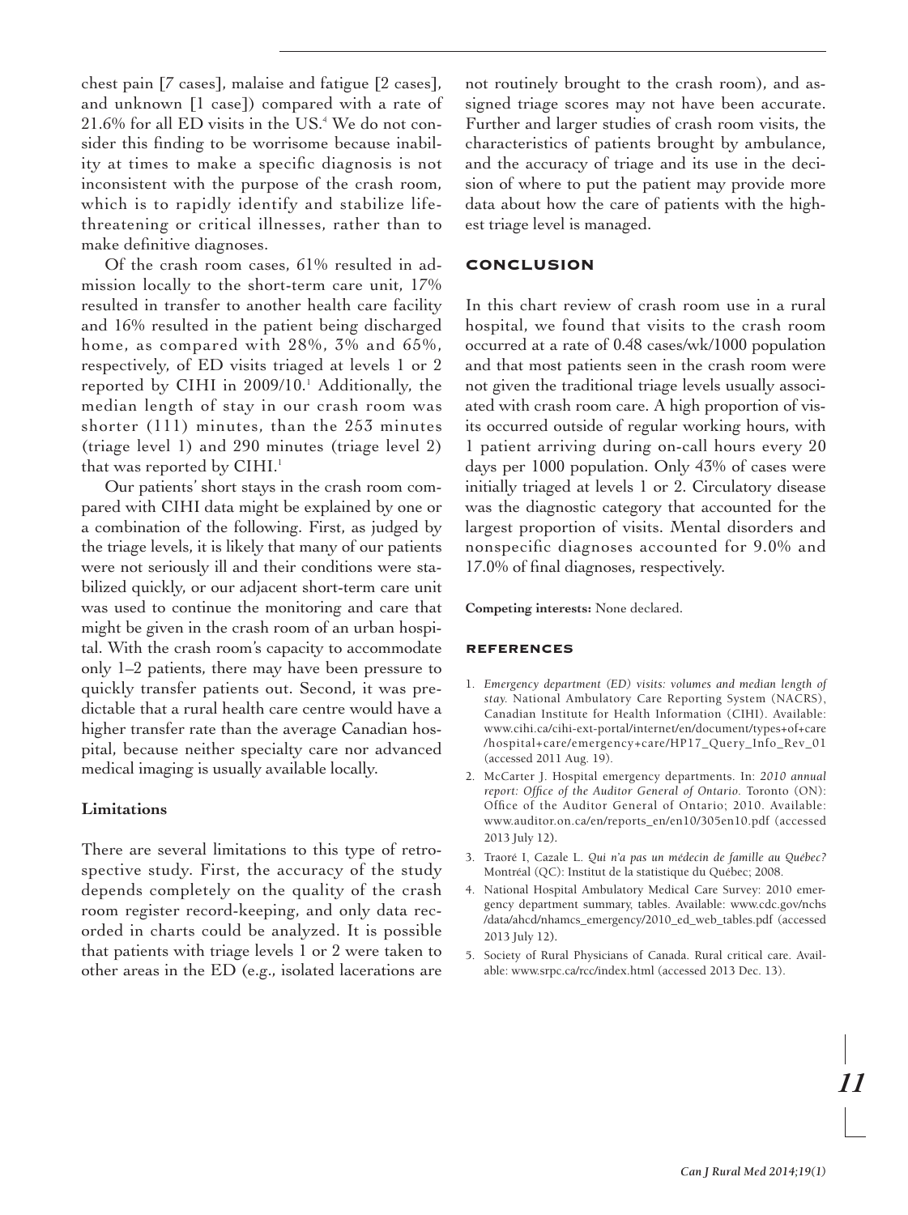chest pain [7 cases], malaise and fatigue [2 cases], and unknown [1 case]) compared with a rate of 21.6% for all ED visits in the US.[4] We do not consider this finding to be worrisome because inability at times to make a specific diagnosis is not inconsistent with the purpose of the crash room, which is to rapidly identify and stabilize life-threatening or critical illnesses, rather than to make definitive diagnoses.

Of the crash room cases, 61% resulted in admission locally to the short-term care unit, 17% resulted in transfer to another health care facility and 16% resulted in the patient being discharged home, as compared with 28%, 3% and 65%, respectively, of ED visits triaged at levels 1 or 2 reported by CIHI in 2009/10.[1] Additionally, the median length of stay in our crash room was shorter (111) minutes, than the 253 minutes (triage level 1) and 290 minutes (triage level 2) that was reported by CIHI.[1]

Our patients' short stays in the crash room compared with CIHI data might be explained by one or a combination of the following. First, as judged by the triage levels, it is likely that many of our patients were not seriously ill and their conditions were stabilized quickly, or our adjacent short-term care unit was used to continue the monitoring and care that might be given in the crash room of an urban hospital. With the crash room's capacity to accommodate only 1–2 patients, there may have been pressure to quickly transfer patients out. Second, it was predictable that a rural health care centre would have a higher transfer rate than the average Canadian hospital, because neither specialty care nor advanced medical imaging is usually available locally.

### Limitations

There are several limitations to this type of retrospective study. First, the accuracy of the study depends completely on the quality of the crash room register record-keeping, and only data recorded in charts could be analyzed. It is possible that patients with triage levels 1 or 2 were taken to other areas in the ED (e.g., isolated lacerations are not routinely brought to the crash room), and assigned triage scores may not have been accurate. Further and larger studies of crash room visits, the characteristics of patients brought by ambulance, and the accuracy of triage and its use in the decision of where to put the patient may provide more data about how the care of patients with the highest triage level is managed.

## CONCLUSION

In this chart review of crash room use in a rural hospital, we found that visits to the crash room occurred at a rate of 0.48 cases/wk/1000 population and that most patients seen in the crash room were not given the traditional triage levels usually associated with crash room care. A high proportion of visits occurred outside of regular working hours, with 1 patient arriving during on-call hours every 20 days per 1000 population. Only 43% of cases were initially triaged at levels 1 or 2. Circulatory disease was the diagnostic category that accounted for the largest proportion of visits. Mental disorders and nonspecific diagnoses accounted for 9.0% and 17.0% of final diagnoses, respectively.

**Competing interests:** None declared.

## REFERENCES

1. *Emergency department (ED) visits: volumes and median length of stay.* National Ambulatory Care Reporting System (NACRS), Canadian Institute for Health Information (CIHI). Available: www.cihi.ca/cihi-ext-portal/internet/en/document/types+of+care/hospital+care/emergency+care/HP17_Query_Info_Rev_01 (accessed 2011 Aug. 19).
2. McCarter J. Hospital emergency departments. In: *2010 annual report: Office of the Auditor General of Ontario.* Toronto (ON): Office of the Auditor General of Ontario; 2010. Available: www.auditor.on.ca/en/reports_en/en10/305en10.pdf (accessed 2013 July 12).
3. Traoré I, Cazale L. *Qui n'a pas un médecin de famille au Québec?* Montréal (QC): Institut de la statistique du Québec; 2008.
4. National Hospital Ambulatory Medical Care Survey: 2010 emergency department summary, tables. Available: www.cdc.gov/nchs/data/ahcd/nhamcs_emergency/2010_ed_web_tables.pdf (accessed 2013 July 12).
5. Society of Rural Physicians of Canada. Rural critical care. Available: www.srpc.ca/rcc/index.html (accessed 2013 Dec. 13).